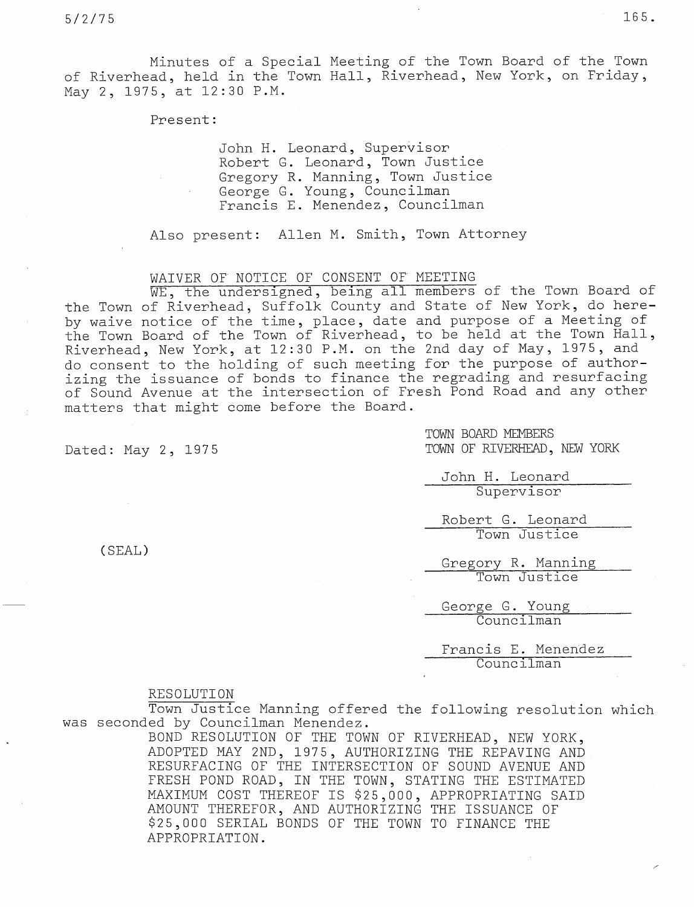Minutes of a Special Meeting of the Town Board of the Town of Riverhead, held in the Town Hall, Riverhead, New York, on Friday, May 2, 1975, at 12:30 P.M.

Present:

John H. Leonard, Supervisor
Robert G. Leonard, Town Justice
Gregory R. Manning, Town Justice
George G. Young, Councilman
Francis E. Menendez, Councilman

Also present: Allen M. Smith, Town Attorney

WAIVER OF NOTICE OF CONSENT OF MEETING

WE, the undersigned, being all members of the Town Board of the Town of Riverhead, Suffolk County and State of New York, do hereby waive notice of the time, place, date and purpose of a Meeting of the Town Board of the Town of Riverhead, to be held at the Town Hall, Riverhead, New York, at 12:30 P.M. on the 2nd day of May, 1975, and do consent to the holding of such meeting for the purpose of authorizing the issuance of bonds to finance the regrading and resurfacing of Sound Avenue at the intersection of Fresh Pond Road and any other matters that might come before the Board.

Dated: May 2, 1975

TOWN BOARD MEMBERS
TOWN OF RIVERHEAD, NEW YORK

(SEAL)

John H. Leonard
Supervisor

Robert G. Leonard
Town Justice

Gregory R. Manning
Town Justice

George G. Young
Councilman

Francis E. Menendez
Councilman

RESOLUTION

Town Justice Manning offered the following resolution which was seconded by Councilman Menendez.

BOND RESOLUTION OF THE TOWN OF RIVERHEAD, NEW YORK, ADOPTED MAY 2ND, 1975, AUTHORIZING THE REPAVING AND RESURFACING OF THE INTERSECTION OF SOUND AVENUE AND FRESH POND ROAD, IN THE TOWN, STATING THE ESTIMATED MAXIMUM COST THEREOF IS $25,000, APPROPRIATING SAID AMOUNT THEREFOR, AND AUTHORIZING THE ISSUANCE OF $25,000 SERIAL BONDS OF THE TOWN TO FINANCE THE APPROPRIATION.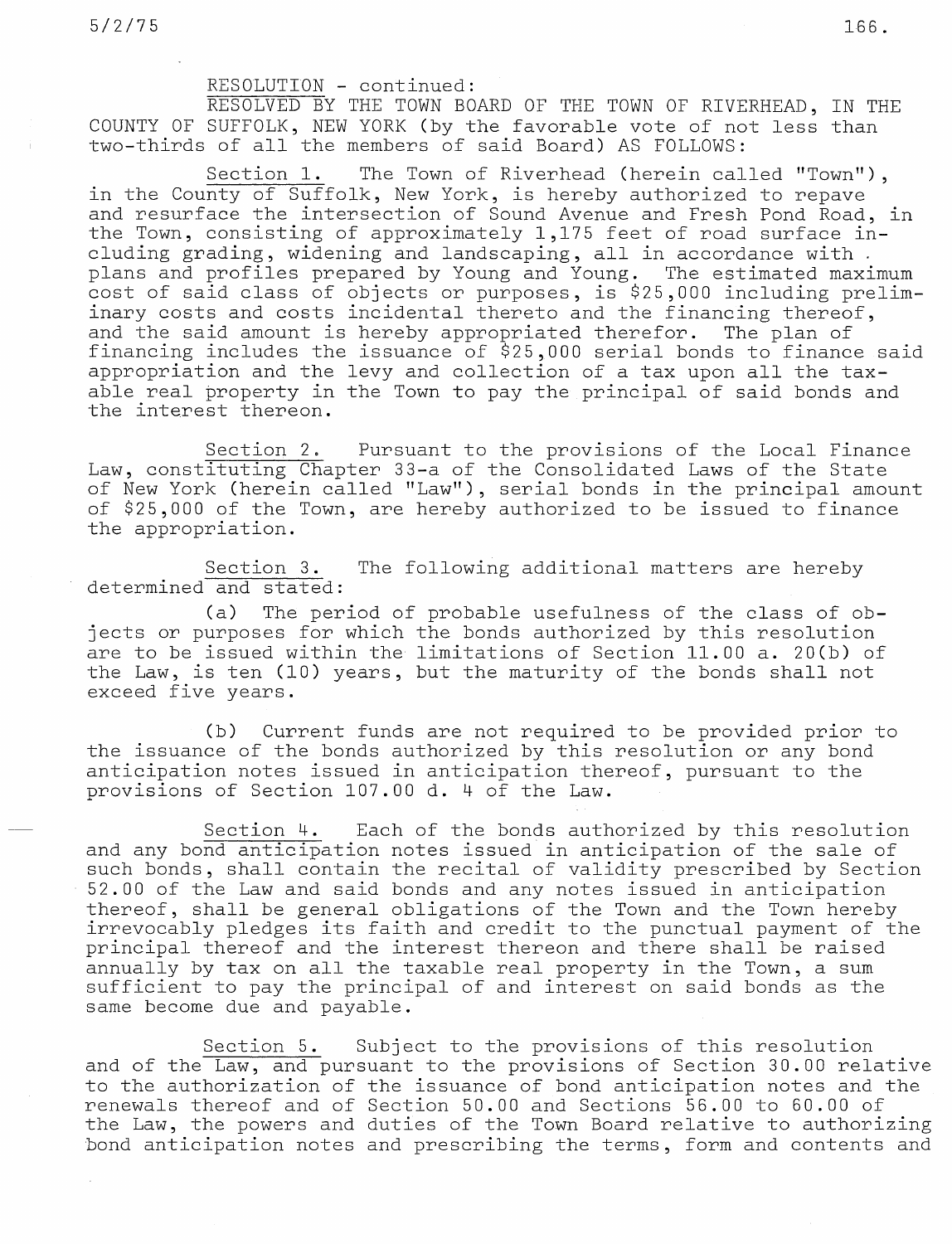RESOLUTION - continued:

RESOLVED BY THE TOWN BOARD OF THE TOWN OF RIVERHEAD, IN THE COUNTY OF SUFFOLK, NEW YORK (by the favorable vote of not less than two-thirds of all the members of said Board) AS FOLLOWS:

Section 1. The Town of Riverhead (herein called "Town"), in the County of Suffolk, New York, is hereby authorized to repave and resurface the intersection of Sound Avenue and Fresh Pond Road, in the Town, consisting of approximately 1,175 feet of road surface including grading, widening and landscaping, all in accordance with plans and profiles prepared by Young and Young. The estimated maximum cost of said class of objects or purposes, is $25,000 including preliminary costs and costs incidental thereto and the financing thereof, and the said amount is hereby appropriated therefor. The plan of financing includes the issuance of $25,000 serial bonds to finance said appropriation and the levy and collection of a tax upon all the taxable real property in the Town to pay the principal of said bonds and the interest thereon.

Section 2. Pursuant to the provisions of the Local Finance Law, constituting Chapter 33-a of the Consolidated Laws of the State of New York (herein called "Law"), serial bonds in the principal amount of $25,000 of the Town, are hereby authorized to be issued to finance the appropriation.

Section 3. The following additional matters are hereby determined and stated:

(a) The period of probable usefulness of the class of objects or purposes for which the bonds authorized by this resolution are to be issued within the limitations of Section 11.00 a. 20(b) of the Law, is ten (10) years, but the maturity of the bonds shall not exceed five years.

(b) Current funds are not required to be provided prior to the issuance of the bonds authorized by this resolution or any bond anticipation notes issued in anticipation thereof, pursuant to the provisions of Section 107.00 d. 4 of the Law.

Section 4. Each of the bonds authorized by this resolution and any bond anticipation notes issued in anticipation of the sale of such bonds, shall contain the recital of validity prescribed by Section 52.00 of the Law and said bonds and any notes issued in anticipation thereof, shall be general obligations of the Town and the Town hereby irrevocably pledges its faith and credit to the punctual payment of the principal thereof and the interest thereon and there shall be raised annually by tax on all the taxable real property in the Town, a sum sufficient to pay the principal of and interest on said bonds as the same become due and payable.

Section 5. Subject to the provisions of this resolution and of the Law, and pursuant to the provisions of Section 30.00 relative to the authorization of the issuance of bond anticipation notes and the renewals thereof and of Section 50.00 and Sections 56.00 to 60.00 of the Law, the powers and duties of the Town Board relative to authorizing bond anticipation notes and prescribing the terms, form and contents and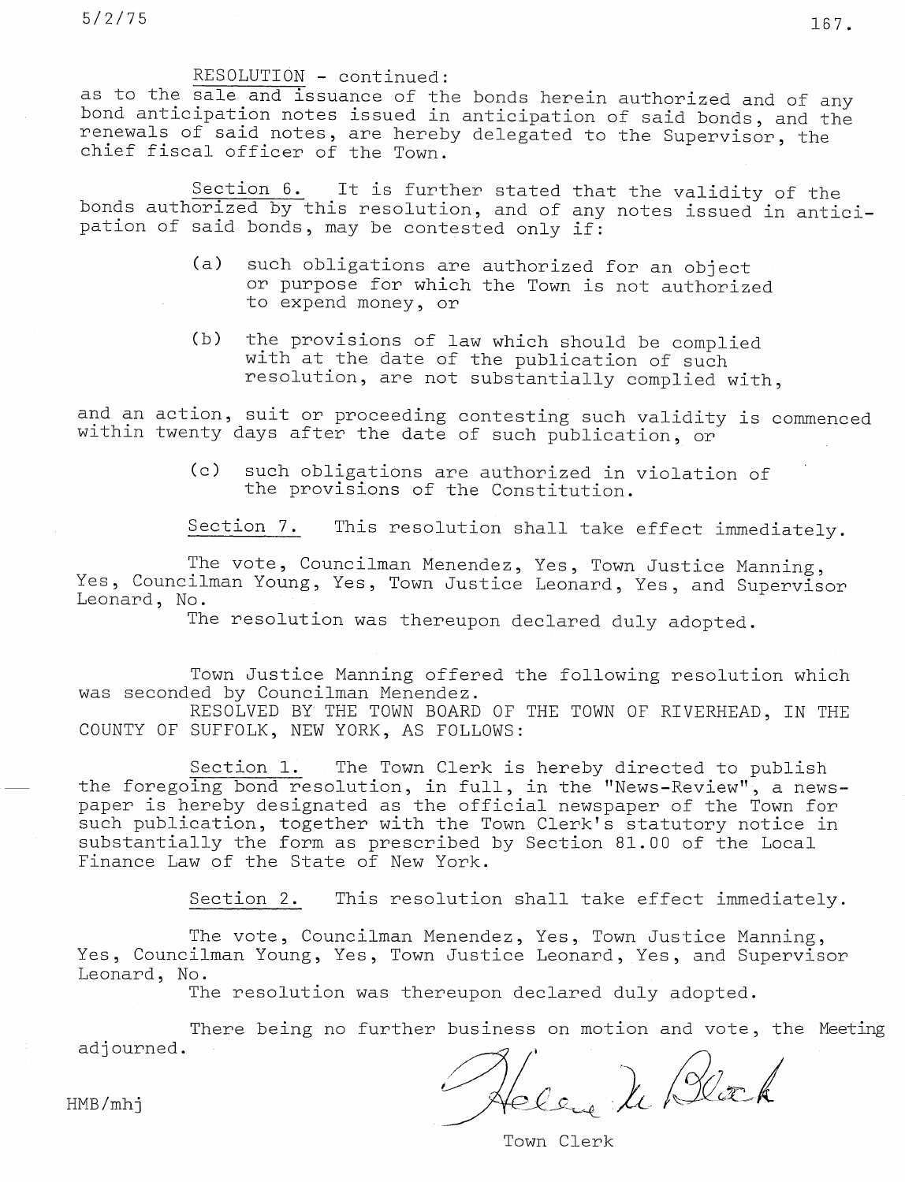RESOLUTION - continued:
as to the sale and issuance of the bonds herein authorized and of any bond anticipation notes issued in anticipation of said bonds, and the renewals of said notes, are hereby delegated to the Supervisor, the chief fiscal officer of the Town.

Section 6. It is further stated that the validity of the bonds authorized by this resolution, and of any notes issued in anticipation of said bonds, may be contested only if:

(a) such obligations are authorized for an object or purpose for which the Town is not authorized to expend money, or

(b) the provisions of law which should be complied with at the date of the publication of such resolution, are not substantially complied with,

and an action, suit or proceeding contesting such validity is commenced within twenty days after the date of such publication, or

(c) such obligations are authorized in violation of the provisions of the Constitution.

Section 7. This resolution shall take effect immediately.

The vote, Councilman Menendez, Yes, Town Justice Manning, Yes, Councilman Young, Yes, Town Justice Leonard, Yes, and Supervisor Leonard, No.

The resolution was thereupon declared duly adopted.

Town Justice Manning offered the following resolution which was seconded by Councilman Menendez.

RESOLVED BY THE TOWN BOARD OF THE TOWN OF RIVERHEAD, IN THE COUNTY OF SUFFOLK, NEW YORK, AS FOLLOWS:

Section 1. The Town Clerk is hereby directed to publish the foregoing bond resolution, in full, in the "News-Review", a newspaper is hereby designated as the official newspaper of the Town for such publication, together with the Town Clerk's statutory notice in substantially the form as prescribed by Section 81.00 of the Local Finance Law of the State of New York.

Section 2. This resolution shall take effect immediately.

The vote, Councilman Menendez, Yes, Town Justice Manning, Yes, Councilman Young, Yes, Town Justice Leonard, Yes, and Supervisor Leonard, No.

The resolution was thereupon declared duly adopted.

There being no further business on motion and vote, the Meeting adjourned.

Helen M. Block

Town Clerk

HMB/mhj